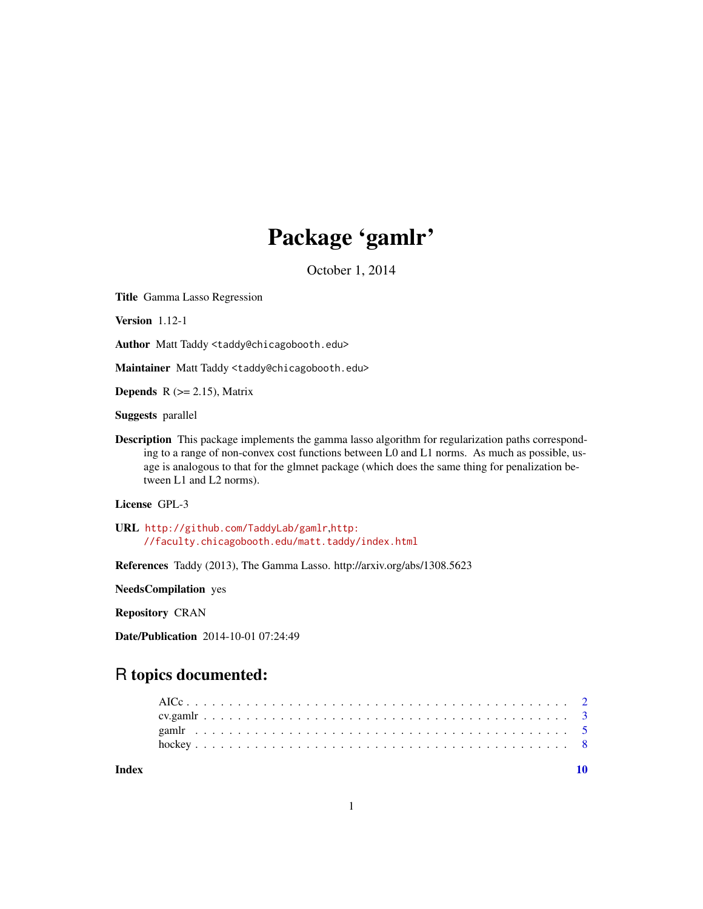# Package 'gamlr'

October 1, 2014

**Title** Gamma Lasso Regression

**Version** 1.12-1

**Author** Matt Taddy <taddy@chicagobooth.edu>

**Maintainer** Matt Taddy <taddy@chicagobooth.edu>

**Depends** R (>= 2.15), Matrix

**Suggests** parallel

**Description** This package implements the gamma lasso algorithm for regularization paths corresponding to a range of non-convex cost functions between L0 and L1 norms. As much as possible, usage is analogous to that for the glmnet package (which does the same thing for penalization between L1 and L2 norms).

**License** GPL-3

**URL** http://github.com/TaddyLab/gamlr, http://faculty.chicagobooth.edu/matt.taddy/index.html

**References** Taddy (2013), The Gamma Lasso. http://arxiv.org/abs/1308.5623

**NeedsCompilation** yes

**Repository** CRAN

**Date/Publication** 2014-10-01 07:24:49

## R topics documented:

- AICc . . . . . . . . . . . . . . . . . . . . . . . . . . . . . . . . . . . . . . . . . . 2
- cv.gamlr . . . . . . . . . . . . . . . . . . . . . . . . . . . . . . . . . . . . . . . . 3
- gamlr . . . . . . . . . . . . . . . . . . . . . . . . . . . . . . . . . . . . . . . . . 5
- hockey . . . . . . . . . . . . . . . . . . . . . . . . . . . . . . . . . . . . . . . . . 8

**Index** **10**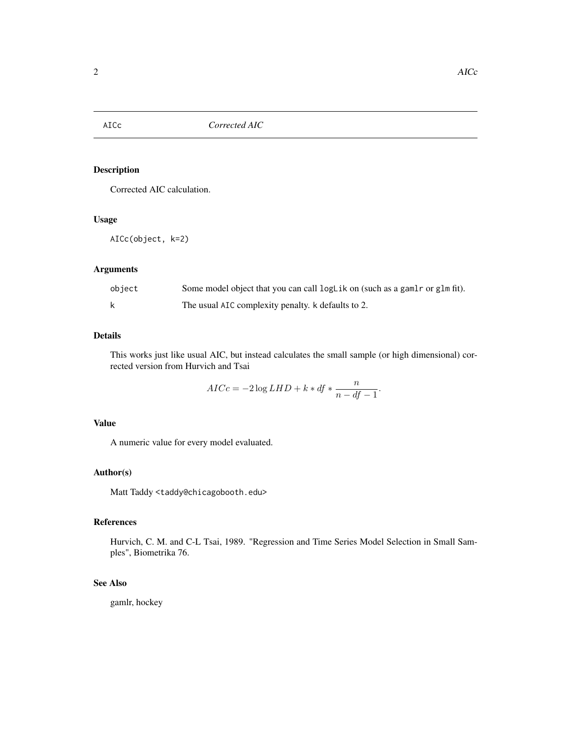# AICc — *Corrected AIC*

## Description

Corrected AIC calculation.

## Usage

```
AICc(object, k=2)
```

## Arguments

| | |
|---|---|
| object | Some model object that you can call `logLik` on (such as a `gamlr` or `glm` fit). |
| k | The usual `AIC` complexity penalty. `k` defaults to 2. |

## Details

This works just like usual AIC, but instead calculates the small sample (or high dimensional) corrected version from Hurvich and Tsai

$$AICc = -2 \log LHD + k * df * \frac{n}{n - df - 1}.$$

## Value

A numeric value for every model evaluated.

## Author(s)

Matt Taddy <taddy@chicagobooth.edu>

## References

Hurvich, C. M. and C-L Tsai, 1989. "Regression and Time Series Model Selection in Small Samples", Biometrika 76.

## See Also

gamlr, hockey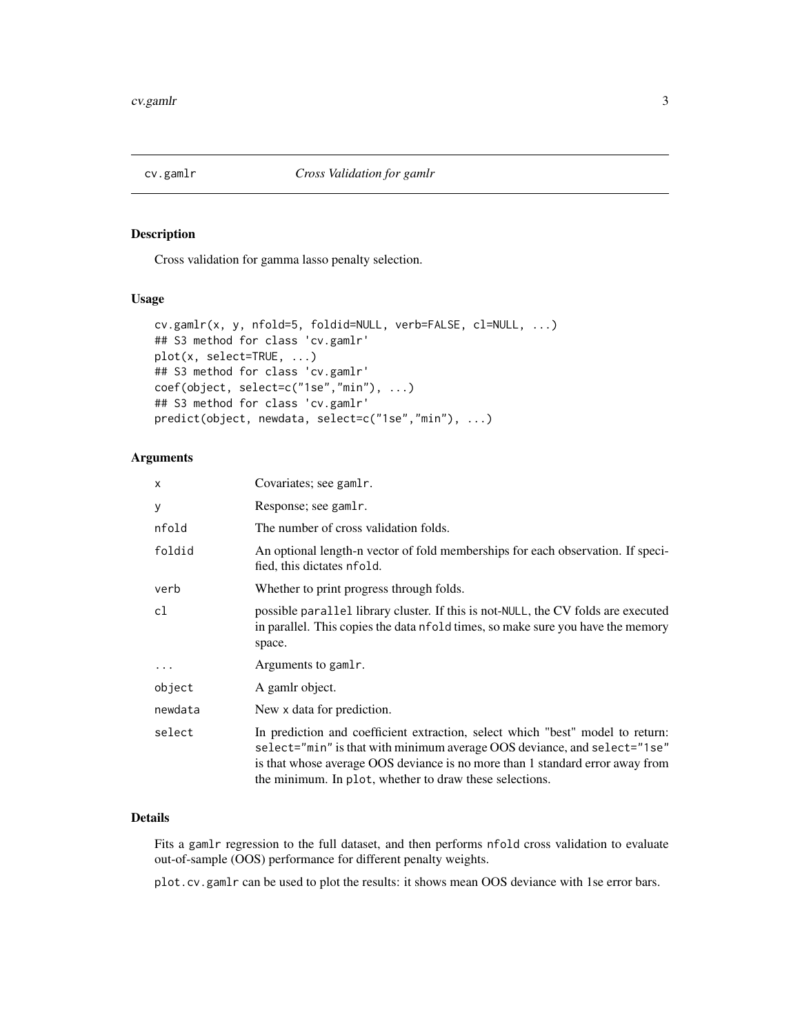cv.gamlr *Cross Validation for gamlr*

## Description

Cross validation for gamma lasso penalty selection.

## Usage

```
cv.gamlr(x, y, nfold=5, foldid=NULL, verb=FALSE, cl=NULL, ...)
## S3 method for class 'cv.gamlr'
plot(x, select=TRUE, ...)
## S3 method for class 'cv.gamlr'
coef(object, select=c("1se","min"), ...)
## S3 method for class 'cv.gamlr'
predict(object, newdata, select=c("1se","min"), ...)
```

## Arguments

| | |
|---|---|
| `x` | Covariates; see `gamlr`. |
| `y` | Response; see `gamlr`. |
| `nfold` | The number of cross validation folds. |
| `foldid` | An optional length-n vector of fold memberships for each observation. If specified, this dictates `nfold`. |
| `verb` | Whether to print progress through folds. |
| `cl` | possible `parallel` library cluster. If this is not-`NULL`, the CV folds are executed in parallel. This copies the data `nfold` times, so make sure you have the memory space. |
| `...` | Arguments to `gamlr`. |
| `object` | A gamlr object. |
| `newdata` | New `x` data for prediction. |
| `select` | In prediction and coefficient extraction, select which "best" model to return: `select="min"` is that with minimum average OOS deviance, and `select="1se"` is that whose average OOS deviance is no more than 1 standard error away from the minimum. In `plot`, whether to draw these selections. |

## Details

Fits a `gamlr` regression to the full dataset, and then performs `nfold` cross validation to evaluate out-of-sample (OOS) performance for different penalty weights.

`plot.cv.gamlr` can be used to plot the results: it shows mean OOS deviance with 1se error bars.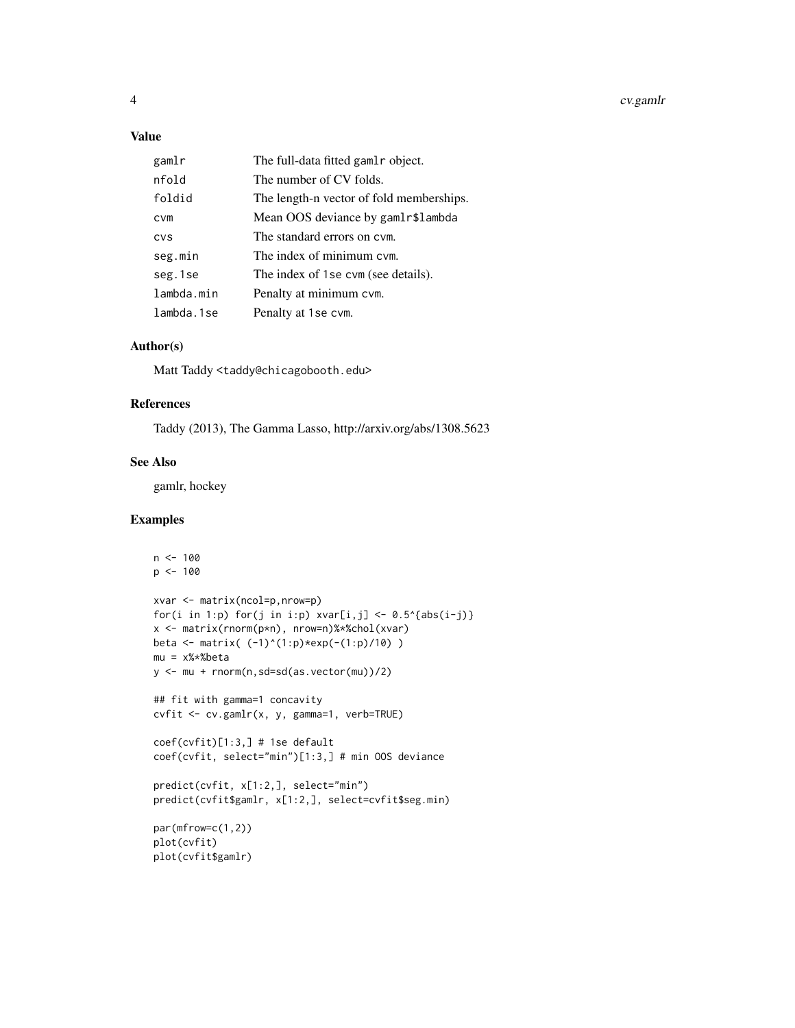## Value

| | |
|---|---|
| gamlr | The full-data fitted gamlr object. |
| nfold | The number of CV folds. |
| foldid | The length-n vector of fold memberships. |
| cvm | Mean OOS deviance by gamlr$lambda |
| cvs | The standard errors on cvm. |
| seg.min | The index of minimum cvm. |
| seg.1se | The index of 1se cvm (see details). |
| lambda.min | Penalty at minimum cvm. |
| lambda.1se | Penalty at 1se cvm. |

## Author(s)

Matt Taddy <taddy@chicagobooth.edu>

## References

Taddy (2013), The Gamma Lasso, http://arxiv.org/abs/1308.5623

## See Also

gamlr, hockey

## Examples

```
n <- 100
p <- 100

xvar <- matrix(ncol=p,nrow=p)
for(i in 1:p) for(j in i:p) xvar[i,j] <- 0.5^{abs(i-j)}
x <- matrix(rnorm(p*n), nrow=n)%*%chol(xvar)
beta <- matrix( (-1)^(1:p)*exp(-(1:p)/10) )
mu = x%*%beta
y <- mu + rnorm(n,sd=sd(as.vector(mu))/2)

## fit with gamma=1 concavity
cvfit <- cv.gamlr(x, y, gamma=1, verb=TRUE)

coef(cvfit)[1:3,] # 1se default
coef(cvfit, select="min")[1:3,] # min OOS deviance

predict(cvfit, x[1:2,], select="min")
predict(cvfit$gamlr, x[1:2,], select=cvfit$seg.min)

par(mfrow=c(1,2))
plot(cvfit)
plot(cvfit$gamlr)
```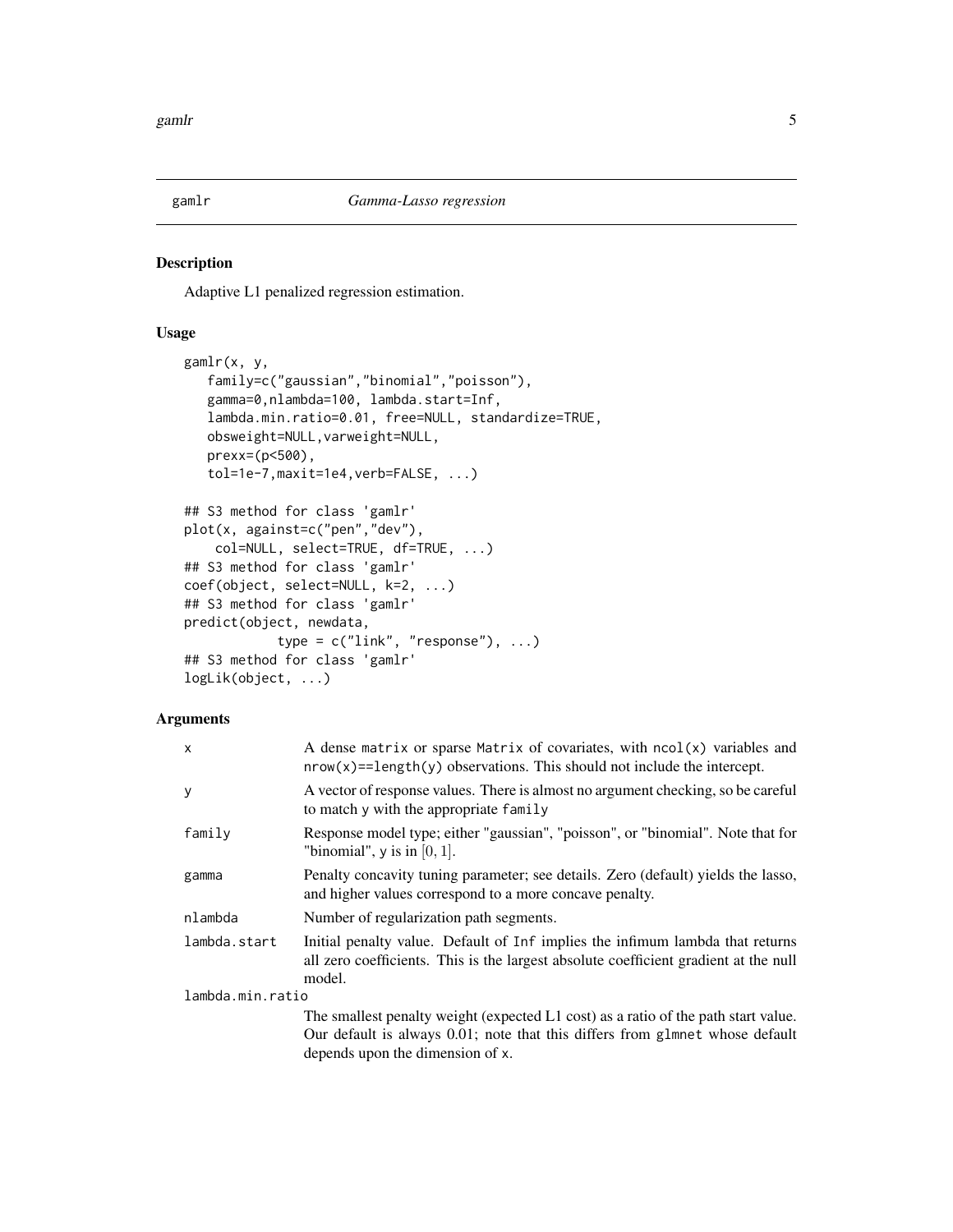# gamlr — *Gamma-Lasso regression*

## Description

Adaptive L1 penalized regression estimation.

## Usage

```
gamlr(x, y,
   family=c("gaussian","binomial","poisson"),
   gamma=0,nlambda=100, lambda.start=Inf,
   lambda.min.ratio=0.01, free=NULL, standardize=TRUE,
   obsweight=NULL,varweight=NULL,
   prexx=(p<500),
   tol=1e-7,maxit=1e4,verb=FALSE, ...)

## S3 method for class 'gamlr'
plot(x, against=c("pen","dev"),
    col=NULL, select=TRUE, df=TRUE, ...)
## S3 method for class 'gamlr'
coef(object, select=NULL, k=2, ...)
## S3 method for class 'gamlr'
predict(object, newdata,
            type = c("link", "response"), ...)
## S3 method for class 'gamlr'
logLik(object, ...)
```

## Arguments

| Argument | Description |
|---|---|
| `x` | A dense `matrix` or sparse `Matrix` of covariates, with `ncol(x)` variables and `nrow(x)==length(y)` observations. This should not include the intercept. |
| `y` | A vector of response values. There is almost no argument checking, so be careful to match `y` with the appropriate `family` |
| `family` | Response model type; either "gaussian", "poisson", or "binomial". Note that for "binomial", y is in $[0, 1]$. |
| `gamma` | Penalty concavity tuning parameter; see details. Zero (default) yields the lasso, and higher values correspond to a more concave penalty. |
| `nlambda` | Number of regularization path segments. |
| `lambda.start` | Initial penalty value. Default of `Inf` implies the infimum lambda that returns all zero coefficients. This is the largest absolute coefficient gradient at the null model. |
| `lambda.min.ratio` | The smallest penalty weight (expected L1 cost) as a ratio of the path start value. Our default is always 0.01; note that this differs from `glmnet` whose default depends upon the dimension of `x`. |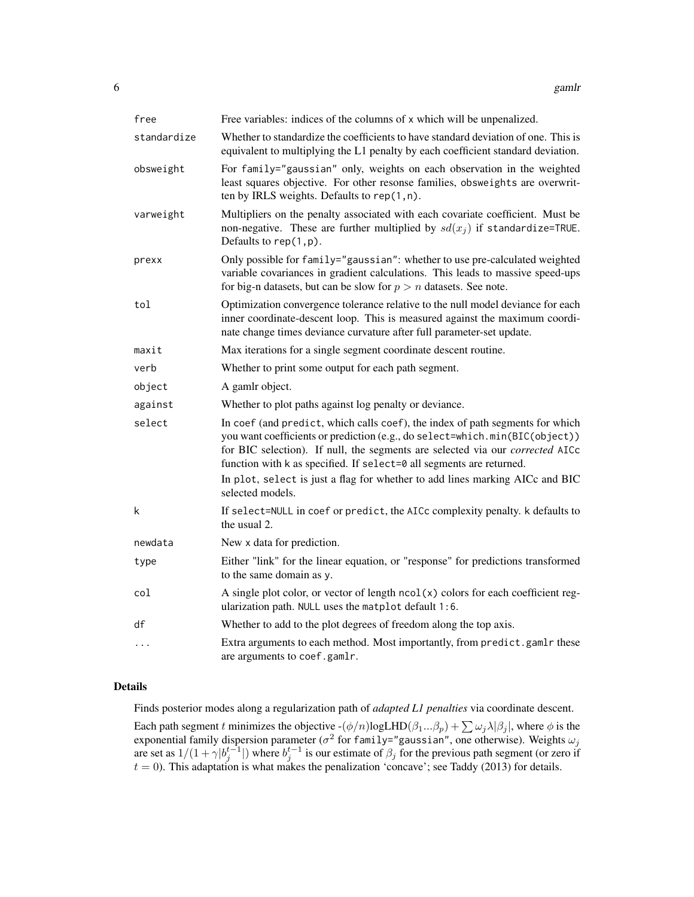| | |
|---|---|
| free | Free variables: indices of the columns of x which will be unpenalized. |
| standardize | Whether to standardize the coefficients to have standard deviation of one. This is equivalent to multiplying the L1 penalty by each coefficient standard deviation. |
| obsweight | For family="gaussian" only, weights on each observation in the weighted least squares objective. For other resonse families, obsweights are overwritten by IRLS weights. Defaults to rep(1,n). |
| varweight | Multipliers on the penalty associated with each covariate coefficient. Must be non-negative. These are further multiplied by $sd(x_j)$ if standardize=TRUE. Defaults to rep(1,p). |
| prexx | Only possible for family="gaussian": whether to use pre-calculated weighted variable covariances in gradient calculations. This leads to massive speed-ups for big-n datasets, but can be slow for $p > n$ datasets. See note. |
| tol | Optimization convergence tolerance relative to the null model deviance for each inner coordinate-descent loop. This is measured against the maximum coordinate change times deviance curvature after full parameter-set update. |
| maxit | Max iterations for a single segment coordinate descent routine. |
| verb | Whether to print some output for each path segment. |
| object | A gamlr object. |
| against | Whether to plot paths against log penalty or deviance. |
| select | In coef (and predict, which calls coef), the index of path segments for which you want coefficients or prediction (e.g., do select=which.min(BIC(object)) for BIC selection). If null, the segments are selected via our *corrected* AICc function with k as specified. If select=0 all segments are returned.<br>In plot, select is just a flag for whether to add lines marking AICc and BIC selected models. |
| k | If select=NULL in coef or predict, the AICc complexity penalty. k defaults to the usual 2. |
| newdata | New x data for prediction. |
| type | Either "link" for the linear equation, or "response" for predictions transformed to the same domain as y. |
| col | A single plot color, or vector of length ncol(x) colors for each coefficient regularization path. NULL uses the matplot default 1:6. |
| df | Whether to add to the plot degrees of freedom along the top axis. |
| ... | Extra arguments to each method. Most importantly, from predict.gamlr these are arguments to coef.gamlr. |

## Details

Finds posterior modes along a regularization path of *adapted L1 penalties* via coordinate descent.

Each path segment $t$ minimizes the objective $-(\phi/n)\text{logLHD}(\beta_1...\beta_p) + \sum \omega_j \lambda |\beta_j|$, where $\phi$ is the exponential family dispersion parameter ($\sigma^2$ for family="gaussian", one otherwise). Weights $\omega_j$ are set as $1/(1 + \gamma|b_j^{t-1}|)$ where $b_j^{t-1}$ is our estimate of $\beta_j$ for the previous path segment (or zero if $t = 0$). This adaptation is what makes the penalization 'concave'; see Taddy (2013) for details.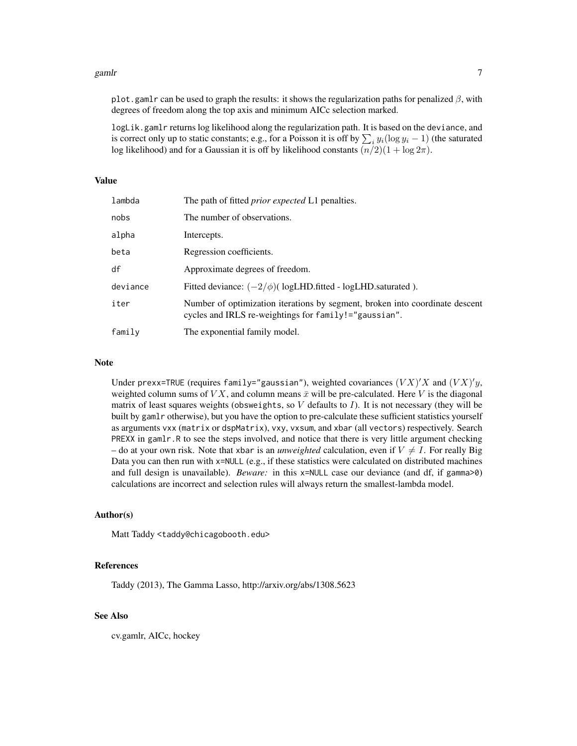plot.gamlr can be used to graph the results: it shows the regularization paths for penalized $\beta$, with degrees of freedom along the top axis and minimum AICc selection marked.

logLik.gamlr returns log likelihood along the regularization path. It is based on the deviance, and is correct only up to static constants; e.g., for a Poisson it is off by $\sum_i y_i(\log y_i - 1)$ (the saturated log likelihood) and for a Gaussian it is off by likelihood constants $(n/2)(1 + \log 2\pi)$.

## Value

| | |
|---|---|
| lambda | The path of fitted *prior expected* L1 penalties. |
| nobs | The number of observations. |
| alpha | Intercepts. |
| beta | Regression coefficients. |
| df | Approximate degrees of freedom. |
| deviance | Fitted deviance: $(-2/\phi)$( logLHD.fitted - logLHD.saturated ). |
| iter | Number of optimization iterations by segment, broken into coordinate descent cycles and IRLS re-weightings for family!="gaussian". |
| family | The exponential family model. |

## Note

Under prexx=TRUE (requires family="gaussian"), weighted covariances $(VX)'X$ and $(VX)'y$, weighted column sums of $VX$, and column means $\bar{x}$ will be pre-calculated. Here $V$ is the diagonal matrix of least squares weights (obsweights, so $V$ defaults to $I$). It is not necessary (they will be built by gamlr otherwise), but you have the option to pre-calculate these sufficient statistics yourself as arguments vxx (matrix or dspMatrix), vxy, vxsum, and xbar (all vectors) respectively. Search PREXX in gamlr.R to see the steps involved, and notice that there is very little argument checking – do at your own risk. Note that xbar is an *unweighted* calculation, even if $V \neq I$. For really Big Data you can then run with x=NULL (e.g., if these statistics were calculated on distributed machines and full design is unavailable). *Beware:* in this x=NULL case our deviance (and df, if gamma>0) calculations are incorrect and selection rules will always return the smallest-lambda model.

## Author(s)

Matt Taddy <taddy@chicagobooth.edu>

## References

Taddy (2013), The Gamma Lasso, http://arxiv.org/abs/1308.5623

## See Also

cv.gamlr, AICc, hockey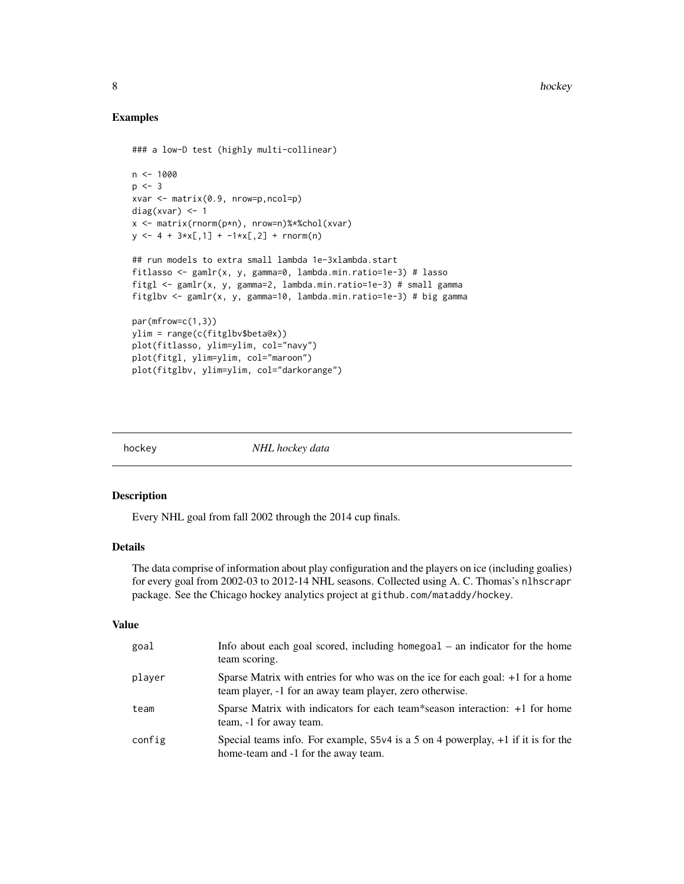## Examples

```
### a low-D test (highly multi-collinear)

n <- 1000
p <- 3
xvar <- matrix(0.9, nrow=p,ncol=p)
diag(xvar) <- 1
x <- matrix(rnorm(p*n), nrow=n)%*%chol(xvar)
y <- 4 + 3*x[,1] + -1*x[,2] + rnorm(n)

## run models to extra small lambda 1e-3xlambda.start
fitlasso <- gamlr(x, y, gamma=0, lambda.min.ratio=1e-3) # lasso
fitgl <- gamlr(x, y, gamma=2, lambda.min.ratio=1e-3) # small gamma
fitglbv <- gamlr(x, y, gamma=10, lambda.min.ratio=1e-3) # big gamma

par(mfrow=c(1,3))
ylim = range(c(fitglbv$beta@x))
plot(fitlasso, ylim=ylim, col="navy")
plot(fitgl, ylim=ylim, col="maroon")
plot(fitglbv, ylim=ylim, col="darkorange")
```

---

# hockey — *NHL hockey data*

## Description

Every NHL goal from fall 2002 through the 2014 cup finals.

## Details

The data comprise of information about play configuration and the players on ice (including goalies) for every goal from 2002-03 to 2012-14 NHL seasons. Collected using A. C. Thomas's `nlhscrapr` package. See the Chicago hockey analytics project at `github.com/mataddy/hockey`.

## Value

| | |
|---|---|
| `goal` | Info about each goal scored, including `homegoal` – an indicator for the home team scoring. |
| `player` | Sparse Matrix with entries for who was on the ice for each goal: +1 for a home team player, -1 for an away team player, zero otherwise. |
| `team` | Sparse Matrix with indicators for each team*season interaction: +1 for home team, -1 for away team. |
| `config` | Special teams info. For example, `S5v4` is a 5 on 4 powerplay, +1 if it is for the home-team and -1 for the away team. |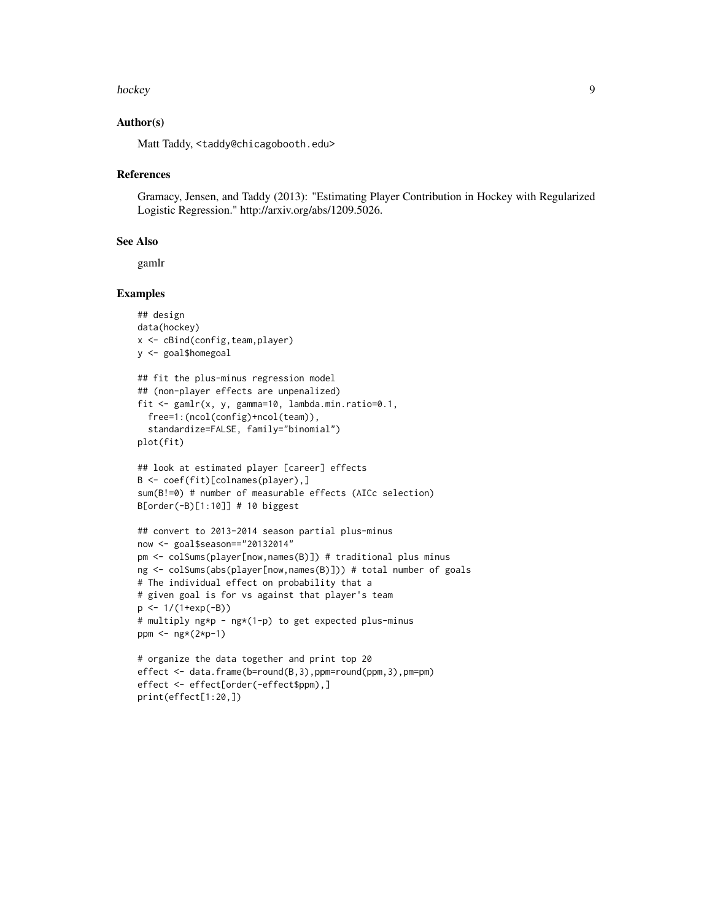### Author(s)

Matt Taddy, <taddy@chicagobooth.edu>

### References

Gramacy, Jensen, and Taddy (2013): "Estimating Player Contribution in Hockey with Regularized Logistic Regression." http://arxiv.org/abs/1209.5026.

### See Also

gamlr

### Examples

```
## design
data(hockey)
x <- cBind(config,team,player)
y <- goal$homegoal

## fit the plus-minus regression model
## (non-player effects are unpenalized)
fit <- gamlr(x, y, gamma=10, lambda.min.ratio=0.1,
  free=1:(ncol(config)+ncol(team)),
  standardize=FALSE, family="binomial")
plot(fit)

## look at estimated player [career] effects
B <- coef(fit)[colnames(player),]
sum(B!=0) # number of measurable effects (AICc selection)
B[order(-B)[1:10]] # 10 biggest

## convert to 2013-2014 season partial plus-minus
now <- goal$season=="20132014"
pm <- colSums(player[now,names(B)]) # traditional plus minus
ng <- colSums(abs(player[now,names(B)])) # total number of goals
# The individual effect on probability that a
# given goal is for vs against that player's team
p <- 1/(1+exp(-B))
# multiply ng*p - ng*(1-p) to get expected plus-minus
ppm <- ng*(2*p-1)

# organize the data together and print top 20
effect <- data.frame(b=round(B,3),ppm=round(ppm,3),pm=pm)
effect <- effect[order(-effect$ppm),]
print(effect[1:20,])
```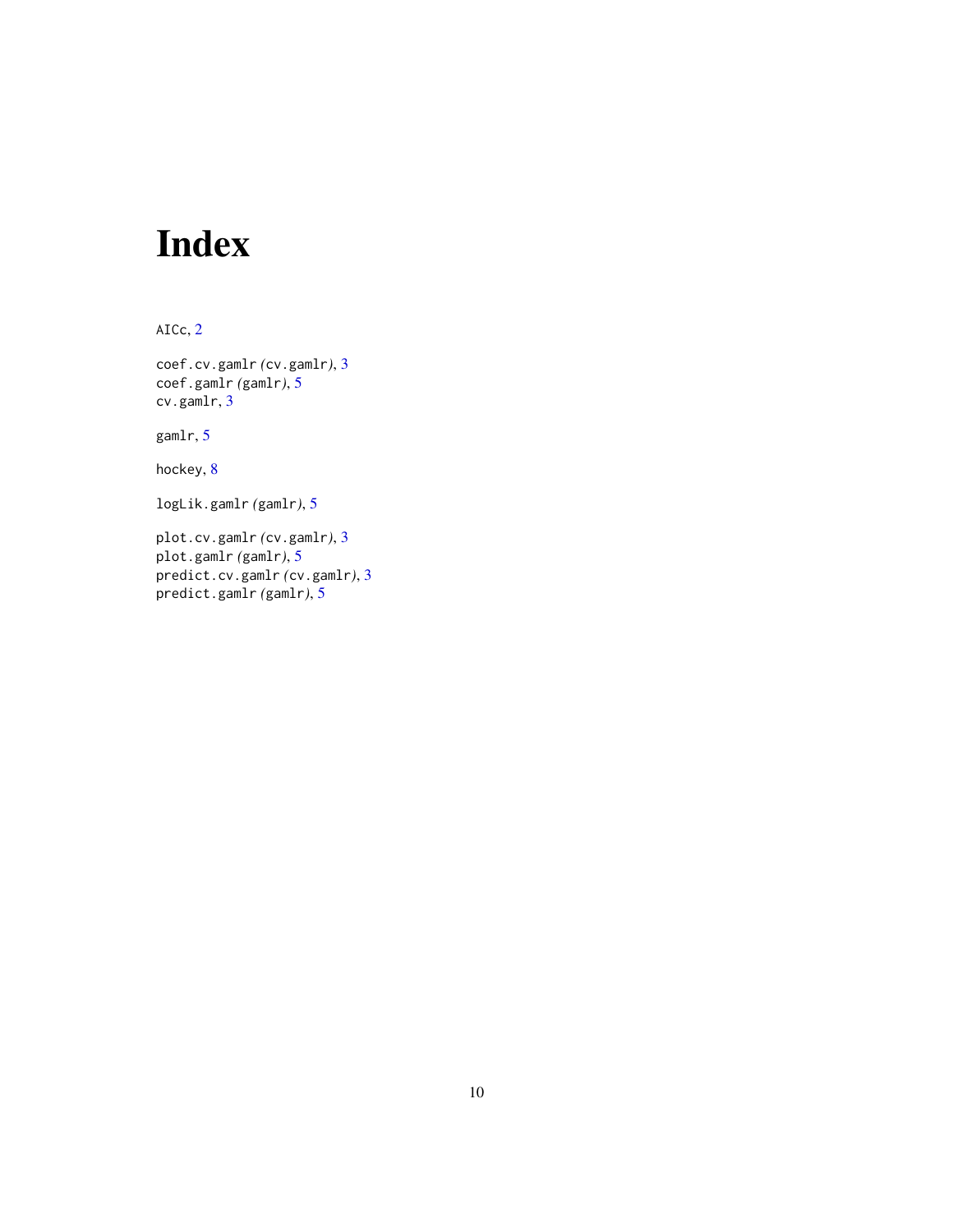# Index

AICc, 2

coef.cv.gamlr *(*cv.gamlr*)*, 3
coef.gamlr *(*gamlr*)*, 5
cv.gamlr, 3

gamlr, 5

hockey, 8

logLik.gamlr *(*gamlr*)*, 5

plot.cv.gamlr *(*cv.gamlr*)*, 3
plot.gamlr *(*gamlr*)*, 5
predict.cv.gamlr *(*cv.gamlr*)*, 3
predict.gamlr *(*gamlr*)*, 5